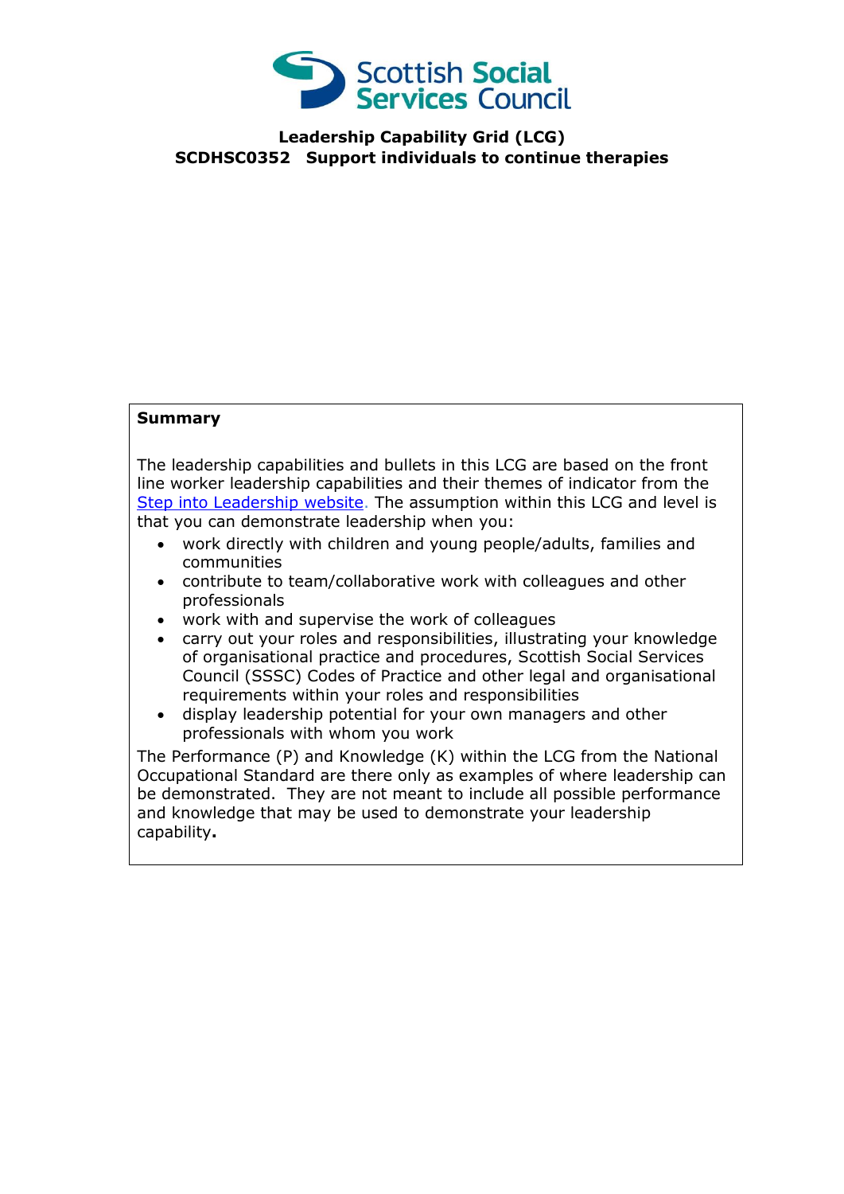Scottish Social Services Council

# Leadership Capability Grid (LCG)
## SCDHSC0352 Support individuals to continue therapies

**Summary**

The leadership capabilities and bullets in this LCG are based on the front line worker leadership capabilities and their themes of indicator from the Step into Leadership website. The assumption within this LCG and level is that you can demonstrate leadership when you:

- work directly with children and young people/adults, families and communities
- contribute to team/collaborative work with colleagues and other professionals
- work with and supervise the work of colleagues
- carry out your roles and responsibilities, illustrating your knowledge of organisational practice and procedures, Scottish Social Services Council (SSSC) Codes of Practice and other legal and organisational requirements within your roles and responsibilities
- display leadership potential for your own managers and other professionals with whom you work

The Performance (P) and Knowledge (K) within the LCG from the National Occupational Standard are there only as examples of where leadership can be demonstrated. They are not meant to include all possible performance and knowledge that may be used to demonstrate your leadership capability.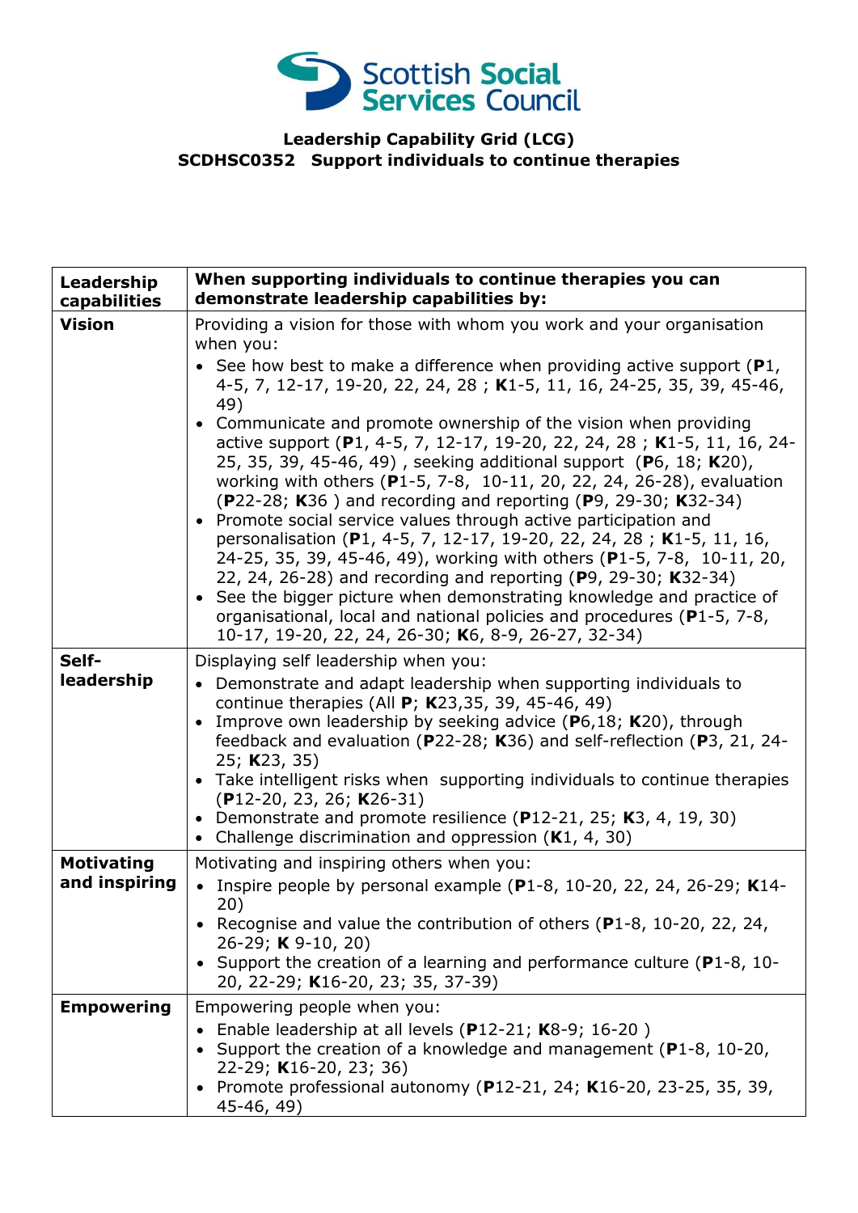**Leadership Capability Grid (LCG)**
**SCDHSC0352 Support individuals to continue therapies**

| Leadership capabilities | When supporting individuals to continue therapies you can demonstrate leadership capabilities by: |
|---|---|
| **Vision** | Providing a vision for those with whom you work and your organisation when you:<br>• See how best to make a difference when providing active support (**P**1, 4-5, 7, 12-17, 19-20, 22, 24, 28 ; **K**1-5, 11, 16, 24-25, 35, 39, 45-46, 49)<br>• Communicate and promote ownership of the vision when providing active support (**P**1, 4-5, 7, 12-17, 19-20, 22, 24, 28 ; **K**1-5, 11, 16, 24-25, 35, 39, 45-46, 49) , seeking additional support (**P**6, 18; **K**20), working with others (**P**1-5, 7-8, 10-11, 20, 22, 24, 26-28), evaluation (**P**22-28; **K**36 ) and recording and reporting (**P**9, 29-30; **K**32-34)<br>• Promote social service values through active participation and personalisation (**P**1, 4-5, 7, 12-17, 19-20, 22, 24, 28 ; **K**1-5, 11, 16, 24-25, 35, 39, 45-46, 49), working with others (**P**1-5, 7-8, 10-11, 20, 22, 24, 26-28) and recording and reporting (**P**9, 29-30; **K**32-34)<br>• See the bigger picture when demonstrating knowledge and practice of organisational, local and national policies and procedures (**P**1-5, 7-8, 10-17, 19-20, 22, 24, 26-30; **K**6, 8-9, 26-27, 32-34) |
| **Self-leadership** | Displaying self leadership when you:<br>• Demonstrate and adapt leadership when supporting individuals to continue therapies (All **P**; **K**23,35, 39, 45-46, 49)<br>• Improve own leadership by seeking advice (**P**6,18; **K**20), through feedback and evaluation (**P**22-28; **K**36) and self-reflection (**P**3, 21, 24-25; **K**23, 35)<br>• Take intelligent risks when supporting individuals to continue therapies (**P**12-20, 23, 26; **K**26-31)<br>• Demonstrate and promote resilience (**P**12-21, 25; **K**3, 4, 19, 30)<br>• Challenge discrimination and oppression (**K**1, 4, 30) |
| **Motivating and inspiring** | Motivating and inspiring others when you:<br>• Inspire people by personal example (**P**1-8, 10-20, 22, 24, 26-29; **K**14-20)<br>• Recognise and value the contribution of others (**P**1-8, 10-20, 22, 24, 26-29; **K** 9-10, 20)<br>• Support the creation of a learning and performance culture (**P**1-8, 10-20, 22-29; **K**16-20, 23; 35, 37-39) |
| **Empowering** | Empowering people when you:<br>• Enable leadership at all levels (**P**12-21; **K**8-9; 16-20 )<br>• Support the creation of a knowledge and management (**P**1-8, 10-20, 22-29; **K**16-20, 23; 36)<br>• Promote professional autonomy (**P**12-21, 24; **K**16-20, 23-25, 35, 39, 45-46, 49) |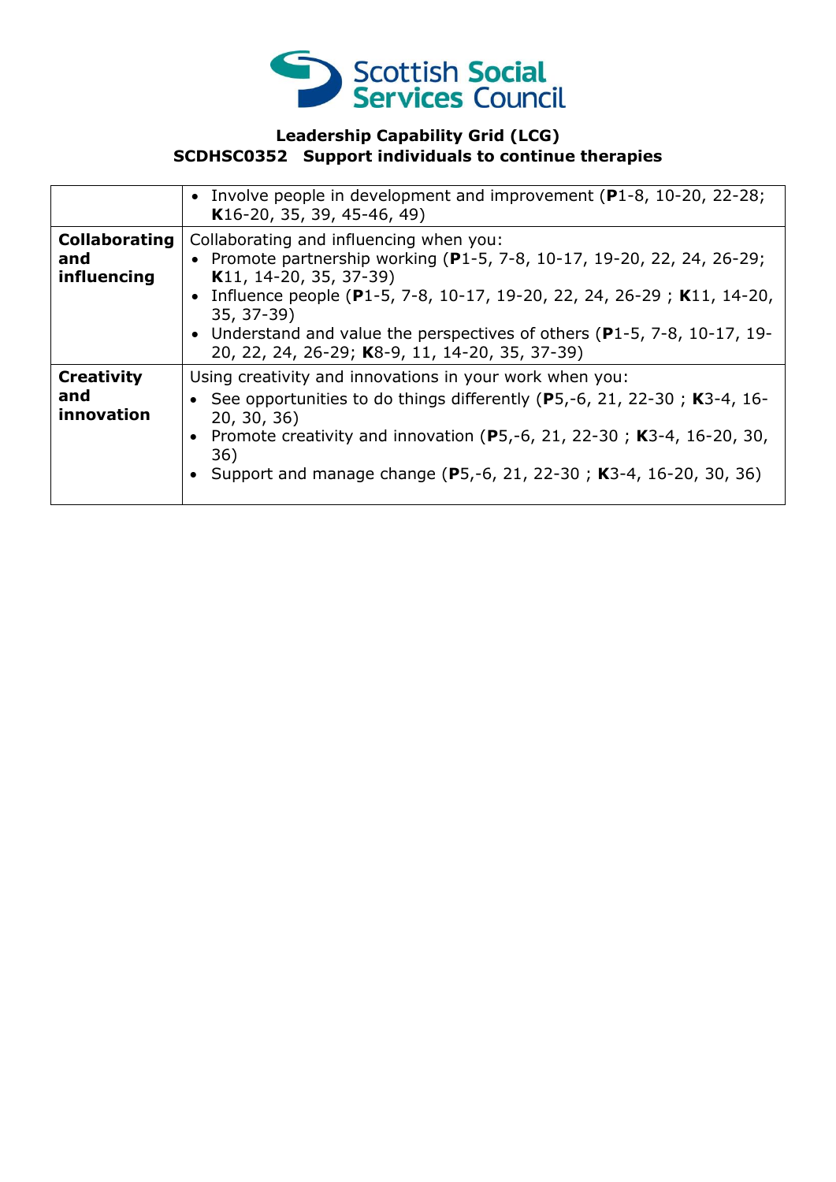Scottish Social Services Council

**Leadership Capability Grid (LCG)**
**SCDHSC0352 Support individuals to continue therapies**

| | |
|---|---|
| | • Involve people in development and improvement (**P**1-8, 10-20, 22-28; **K**16-20, 35, 39, 45-46, 49) |
| **Collaborating and influencing** | Collaborating and influencing when you:<br>• Promote partnership working (**P**1-5, 7-8, 10-17, 19-20, 22, 24, 26-29; **K**11, 14-20, 35, 37-39)<br>• Influence people (**P**1-5, 7-8, 10-17, 19-20, 22, 24, 26-29 ; **K**11, 14-20, 35, 37-39)<br>• Understand and value the perspectives of others (**P**1-5, 7-8, 10-17, 19-20, 22, 24, 26-29; **K**8-9, 11, 14-20, 35, 37-39) |
| **Creativity and innovation** | Using creativity and innovations in your work when you:<br>• See opportunities to do things differently (**P**5,-6, 21, 22-30 ; **K**3-4, 16-20, 30, 36)<br>• Promote creativity and innovation (**P**5,-6, 21, 22-30 ; **K**3-4, 16-20, 30, 36)<br>• Support and manage change (**P**5,-6, 21, 22-30 ; **K**3-4, 16-20, 30, 36) |